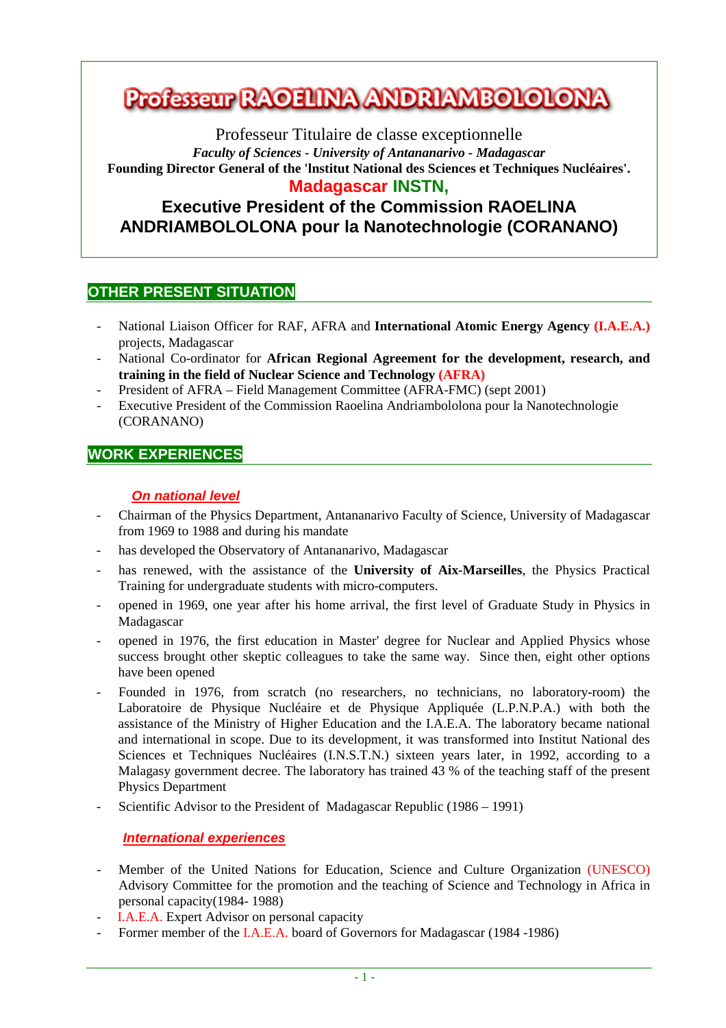# Professeur RAOELINA ANDRIAMBOLOLONA

Professeur Titulaire de classe exceptionnelle

***Faculty of Sciences - University of Antananarivo - Madagascar***

**Founding Director General of the 'Institut National des Sciences et Techniques Nucléaires'.**

**Madagascar INSTN,**

**Executive President of the Commission RAOELINA ANDRIAMBOLOLONA pour la Nanotechnologie (CORANANO)**

## OTHER PRESENT SITUATION

- National Liaison Officer for RAF, AFRA and **International Atomic Energy Agency (I.A.E.A.)** projects, Madagascar
- National Co-ordinator for **African Regional Agreement for the development, research, and training in the field of Nuclear Science and Technology (AFRA)**
- President of AFRA – Field Management Committee (AFRA-FMC) (sept 2001)
- Executive President of the Commission Raoelina Andriambololona pour la Nanotechnologie (CORANANO)

## WORK EXPERIENCES

### *On national level*

- Chairman of the Physics Department, Antananarivo Faculty of Science, University of Madagascar from 1969 to 1988 and during his mandate
- has developed the Observatory of Antananarivo, Madagascar
- has renewed, with the assistance of the **University of Aix-Marseilles**, the Physics Practical Training for undergraduate students with micro-computers.
- opened in 1969, one year after his home arrival, the first level of Graduate Study in Physics in Madagascar
- opened in 1976, the first education in Master' degree for Nuclear and Applied Physics whose success brought other skeptic colleagues to take the same way. Since then, eight other options have been opened
- Founded in 1976, from scratch (no researchers, no technicians, no laboratory-room) the Laboratoire de Physique Nucléaire et de Physique Appliquée (L.P.N.P.A.) with both the assistance of the Ministry of Higher Education and the I.A.E.A. The laboratory became national and international in scope. Due to its development, it was transformed into Institut National des Sciences et Techniques Nucléaires (I.N.S.T.N.) sixteen years later, in 1992, according to a Malagasy government decree. The laboratory has trained 43 % of the teaching staff of the present Physics Department
- Scientific Advisor to the President of Madagascar Republic (1986 – 1991)

### *International experiences*

- Member of the United Nations for Education, Science and Culture Organization (UNESCO) Advisory Committee for the promotion and the teaching of Science and Technology in Africa in personal capacity(1984- 1988)
- I.A.E.A. Expert Advisor on personal capacity
- Former member of the I.A.E.A. board of Governors for Madagascar (1984 -1986)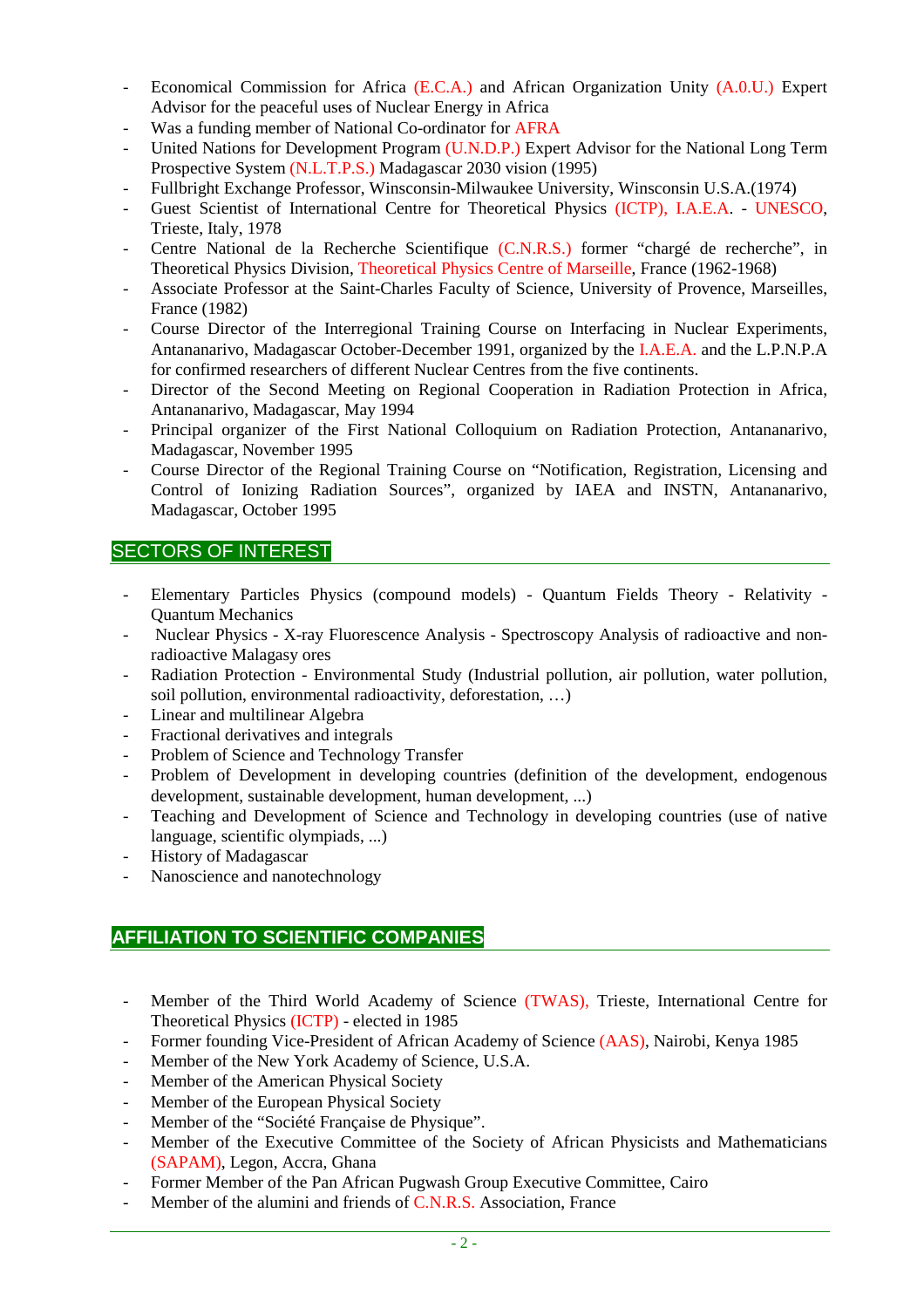- Economical Commission for Africa (E.C.A.) and African Organization Unity (A.0.U.) Expert Advisor for the peaceful uses of Nuclear Energy in Africa
- Was a funding member of National Co-ordinator for AFRA
- United Nations for Development Program (U.N.D.P.) Expert Advisor for the National Long Term Prospective System (N.L.T.P.S.) Madagascar 2030 vision (1995)
- Fullbright Exchange Professor, Winsconsin-Milwaukee University, Winsconsin U.S.A.(1974)
- Guest Scientist of International Centre for Theoretical Physics (ICTP), I.A.E.A. - UNESCO, Trieste, Italy, 1978
- Centre National de la Recherche Scientifique (C.N.R.S.) former “chargé de recherche”, in Theoretical Physics Division, Theoretical Physics Centre of Marseille, France (1962-1968)
- Associate Professor at the Saint-Charles Faculty of Science, University of Provence, Marseilles, France (1982)
- Course Director of the Interregional Training Course on Interfacing in Nuclear Experiments, Antananarivo, Madagascar October-December 1991, organized by the I.A.E.A. and the L.P.N.P.A for confirmed researchers of different Nuclear Centres from the five continents.
- Director of the Second Meeting on Regional Cooperation in Radiation Protection in Africa, Antananarivo, Madagascar, May 1994
- Principal organizer of the First National Colloquium on Radiation Protection, Antananarivo, Madagascar, November 1995
- Course Director of the Regional Training Course on “Notification, Registration, Licensing and Control of Ionizing Radiation Sources”, organized by IAEA and INSTN, Antananarivo, Madagascar, October 1995

## SECTORS OF INTEREST

- Elementary Particles Physics (compound models) - Quantum Fields Theory - Relativity - Quantum Mechanics
- Nuclear Physics - X-ray Fluorescence Analysis - Spectroscopy Analysis of radioactive and non-radioactive Malagasy ores
- Radiation Protection - Environmental Study (Industrial pollution, air pollution, water pollution, soil pollution, environmental radioactivity, deforestation, …)
- Linear and multilinear Algebra
- Fractional derivatives and integrals
- Problem of Science and Technology Transfer
- Problem of Development in developing countries (definition of the development, endogenous development, sustainable development, human development, ...)
- Teaching and Development of Science and Technology in developing countries (use of native language, scientific olympiads, ...)
- History of Madagascar
- Nanoscience and nanotechnology

## AFFILIATION TO SCIENTIFIC COMPANIES

- Member of the Third World Academy of Science (TWAS), Trieste, International Centre for Theoretical Physics (ICTP) - elected in 1985
- Former founding Vice-President of African Academy of Science (AAS), Nairobi, Kenya 1985
- Member of the New York Academy of Science, U.S.A.
- Member of the American Physical Society
- Member of the European Physical Society
- Member of the “Société Française de Physique”.
- Member of the Executive Committee of the Society of African Physicists and Mathematicians (SAPAM), Legon, Accra, Ghana
- Former Member of the Pan African Pugwash Group Executive Committee, Cairo
- Member of the alumini and friends of C.N.R.S. Association, France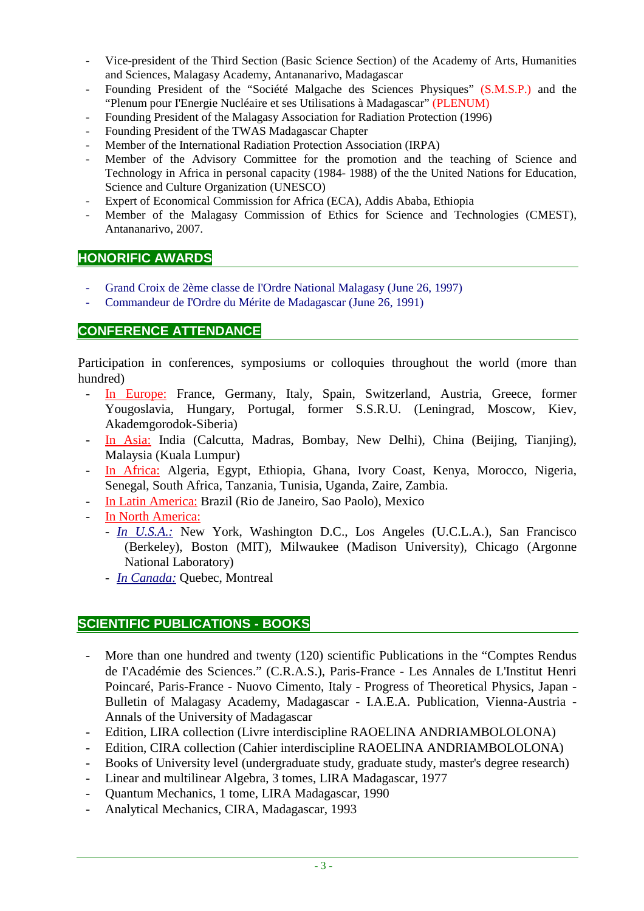- Vice-president of the Third Section (Basic Science Section) of the Academy of Arts, Humanities and Sciences, Malagasy Academy, Antananarivo, Madagascar
- Founding President of the "Société Malgache des Sciences Physiques" (S.M.S.P.) and the "Plenum pour I'Energie Nucléaire et ses Utilisations à Madagascar" (PLENUM)
- Founding President of the Malagasy Association for Radiation Protection (1996)
- Founding President of the TWAS Madagascar Chapter
- Member of the International Radiation Protection Association (IRPA)
- Member of the Advisory Committee for the promotion and the teaching of Science and Technology in Africa in personal capacity (1984- 1988) of the the United Nations for Education, Science and Culture Organization (UNESCO)
- Expert of Economical Commission for Africa (ECA), Addis Ababa, Ethiopia
- Member of the Malagasy Commission of Ethics for Science and Technologies (CMEST), Antananarivo, 2007.

## HONORIFIC AWARDS

- Grand Croix de 2ème classe de I'Ordre National Malagasy (June 26, 1997)
- Commandeur de I'Ordre du Mérite de Madagascar (June 26, 1991)

## CONFERENCE ATTENDANCE

Participation in conferences, symposiums or colloquies throughout the world (more than hundred)

- In Europe: France, Germany, Italy, Spain, Switzerland, Austria, Greece, former Yougoslavia, Hungary, Portugal, former S.S.R.U. (Leningrad, Moscow, Kiev, Akademgorodok-Siberia)
- In Asia: India (Calcutta, Madras, Bombay, New Delhi), China (Beijing, Tianjing), Malaysia (Kuala Lumpur)
- In Africa: Algeria, Egypt, Ethiopia, Ghana, Ivory Coast, Kenya, Morocco, Nigeria, Senegal, South Africa, Tanzania, Tunisia, Uganda, Zaire, Zambia.
- In Latin America: Brazil (Rio de Janeiro, Sao Paolo), Mexico
- In North America:
  - *In U.S.A.:* New York, Washington D.C., Los Angeles (U.C.L.A.), San Francisco (Berkeley), Boston (MIT), Milwaukee (Madison University), Chicago (Argonne National Laboratory)
  - *In Canada:* Quebec, Montreal

## SCIENTIFIC PUBLICATIONS - BOOKS

- More than one hundred and twenty (120) scientific Publications in the "Comptes Rendus de I'Académie des Sciences." (C.R.A.S.), Paris-France - Les Annales de L'Institut Henri Poincaré, Paris-France - Nuovo Cimento, Italy - Progress of Theoretical Physics, Japan - Bulletin of Malagasy Academy, Madagascar - I.A.E.A. Publication, Vienna-Austria - Annals of the University of Madagascar
- Edition, LIRA collection (Livre interdiscipline RAOELINA ANDRIAMBOLOLONA)
- Edition, CIRA collection (Cahier interdiscipline RAOELINA ANDRIAMBOLOLONA)
- Books of University level (undergraduate study, graduate study, master's degree research)
- Linear and multilinear Algebra, 3 tomes, LIRA Madagascar, 1977
- Quantum Mechanics, 1 tome, LIRA Madagascar, 1990
- Analytical Mechanics, CIRA, Madagascar, 1993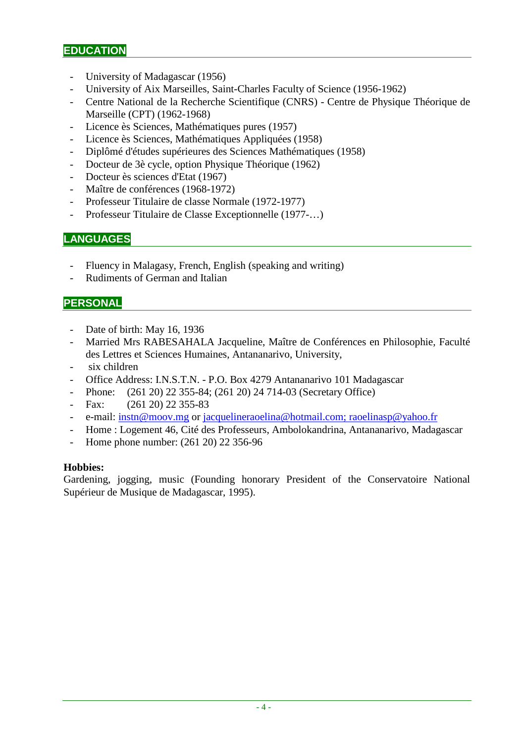## EDUCATION

- University of Madagascar (1956)
- University of Aix Marseilles, Saint-Charles Faculty of Science (1956-1962)
- Centre National de la Recherche Scientifique (CNRS) - Centre de Physique Théorique de Marseille (CPT) (1962-1968)
- Licence ès Sciences, Mathématiques pures (1957)
- Licence ès Sciences, Mathématiques Appliquées (1958)
- Diplômé d'études supérieures des Sciences Mathématiques (1958)
- Docteur de 3è cycle, option Physique Théorique (1962)
- Docteur ès sciences d'Etat (1967)
- Maître de conférences (1968-1972)
- Professeur Titulaire de classe Normale (1972-1977)
- Professeur Titulaire de Classe Exceptionnelle (1977-…)

## LANGUAGES

- Fluency in Malagasy, French, English (speaking and writing)
- Rudiments of German and Italian

## PERSONAL

- Date of birth: May 16, 1936
- Married Mrs RABESAHALA Jacqueline, Maître de Conférences en Philosophie, Faculté des Lettres et Sciences Humaines, Antananarivo, University,
- six children
- Office Address: I.N.S.T.N. - P.O. Box 4279 Antananarivo 101 Madagascar
- Phone: (261 20) 22 355-84; (261 20) 24 714-03 (Secretary Office)
- Fax: (261 20) 22 355-83
- e-mail: instn@moov.mg or jacquelineraoelina@hotmail.com; raoelinasp@yahoo.fr
- Home : Logement 46, Cité des Professeurs, Ambolokandrina, Antananarivo, Madagascar
- Home phone number: (261 20) 22 356-96

**Hobbies:**
Gardening, jogging, music (Founding honorary President of the Conservatoire National Supérieur de Musique de Madagascar, 1995).